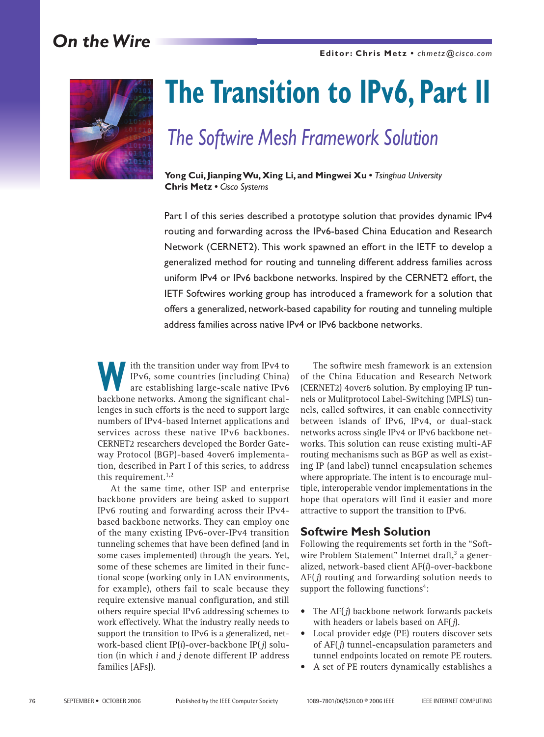# The Transition to IPv6, Part II

## The Softwire Mesh Framework Solution

**Yong Cui, Jianping Wu, Xing Li, and Mingwei Xu** • *Tsinghua University*
**Chris Metz** • *Cisco Systems*

Part I of this series described a prototype solution that provides dynamic IPv4 routing and forwarding across the IPv6-based China Education and Research Network (CERNET2). This work spawned an effort in the IETF to develop a generalized method for routing and tunneling different address families across uniform IPv4 or IPv6 backbone networks. Inspired by the CERNET2 effort, the IETF Softwires working group has introduced a framework for a solution that offers a generalized, network-based capability for routing and tunneling multiple address families across native IPv4 or IPv6 backbone networks.

With the transition under way from IPv4 to IPv6, some countries (including China) are establishing large-scale native IPv6 backbone networks. Among the significant challenges in such efforts is the need to support large numbers of IPv4-based Internet applications and services across these native IPv6 backbones. CERNET2 researchers developed the Border Gateway Protocol (BGP)-based 4over6 implementation, described in Part I of this series, to address this requirement.[1,2]

At the same time, other ISP and enterprise backbone providers are being asked to support IPv6 routing and forwarding across their IPv4-based backbone networks. They can employ one of the many existing IPv6-over-IPv4 transition tunneling schemes that have been defined (and in some cases implemented) through the years. Yet, some of these schemes are limited in their functional scope (working only in LAN environments, for example), others fail to scale because they require extensive manual configuration, and still others require special IPv6 addressing schemes to work effectively. What the industry really needs to support the transition to IPv6 is a generalized, network-based client IP($i$)-over-backbone IP($j$) solution (in which $i$ and $j$ denote different IP address families [AFs]).

The softwire mesh framework is an extension of the China Education and Research Network (CERNET2) 4over6 solution. By employing IP tunnels or Mulitprotocol Label-Switching (MPLS) tunnels, called softwires, it can enable connectivity between islands of IPv6, IPv4, or dual-stack networks across single IPv4 or IPv6 backbone networks. This solution can reuse existing multi-AF routing mechanisms such as BGP as well as existing IP (and label) tunnel encapsulation schemes where appropriate. The intent is to encourage multiple, interoperable vendor implementations in the hope that operators will find it easier and more attractive to support the transition to IPv6.

## Softwire Mesh Solution

Following the requirements set forth in the "Softwire Problem Statement" Internet draft,[3] a generalized, network-based client AF($i$)-over-backbone AF($j$) routing and forwarding solution needs to support the following functions[4]:

- The AF($j$) backbone network forwards packets with headers or labels based on AF($j$).
- Local provider edge (PE) routers discover sets of AF($j$) tunnel-encapsulation parameters and tunnel endpoints located on remote PE routers.
- A set of PE routers dynamically establishes a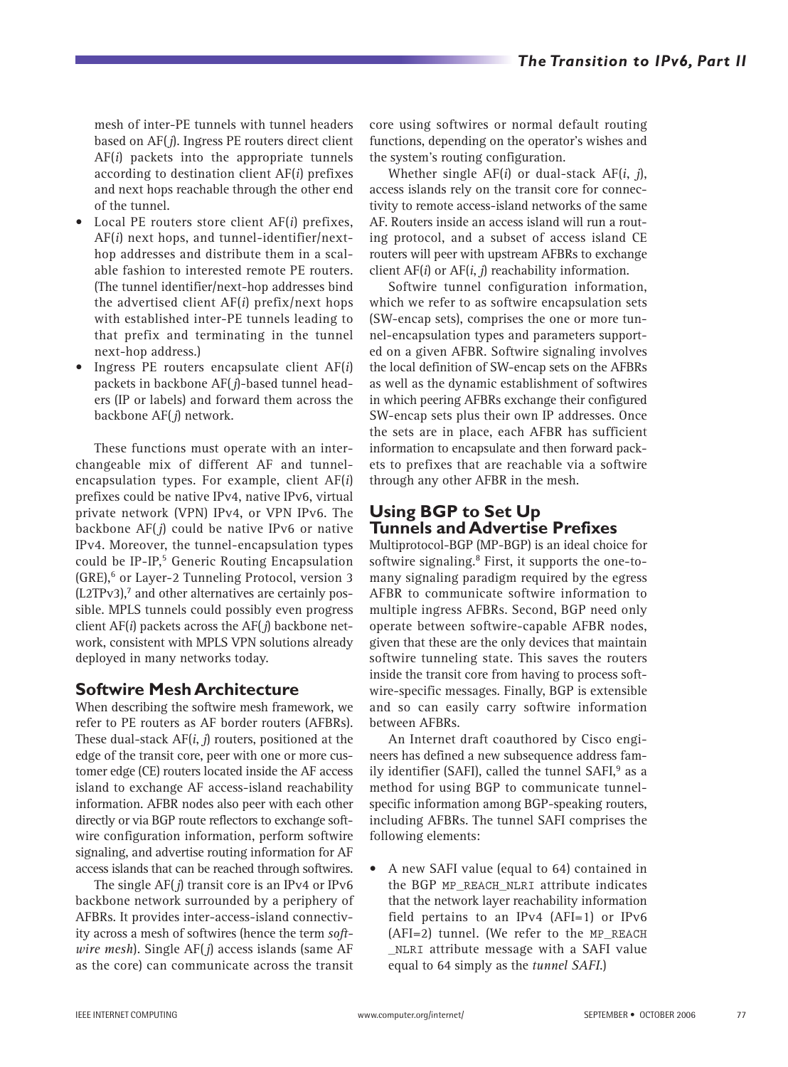mesh of inter-PE tunnels with tunnel headers based on AF(*j*). Ingress PE routers direct client AF(*i*) packets into the appropriate tunnels according to destination client AF(*i*) prefixes and next hops reachable through the other end of the tunnel.

- Local PE routers store client AF(*i*) prefixes, AF(*i*) next hops, and tunnel-identifier/next-hop addresses and distribute them in a scalable fashion to interested remote PE routers. (The tunnel identifier/next-hop addresses bind the advertised client AF(*i*) prefix/next hops with established inter-PE tunnels leading to that prefix and terminating in the tunnel next-hop address.)
- Ingress PE routers encapsulate client AF(*i*) packets in backbone AF(*j*)-based tunnel headers (IP or labels) and forward them across the backbone AF(*j*) network.

These functions must operate with an interchangeable mix of different AF and tunnel-encapsulation types. For example, client AF(*i*) prefixes could be native IPv4, native IPv6, virtual private network (VPN) IPv4, or VPN IPv6. The backbone AF(*j*) could be native IPv6 or native IPv4. Moreover, the tunnel-encapsulation types could be IP-IP,[5] Generic Routing Encapsulation (GRE),[6] or Layer-2 Tunneling Protocol, version 3 (L2TPv3),[7] and other alternatives are certainly possible. MPLS tunnels could possibly even progress client AF(*i*) packets across the AF(*j*) backbone network, consistent with MPLS VPN solutions already deployed in many networks today.

## Softwire Mesh Architecture

When describing the softwire mesh framework, we refer to PE routers as AF border routers (AFBRs). These dual-stack AF(*i*, *j*) routers, positioned at the edge of the transit core, peer with one or more customer edge (CE) routers located inside the AF access island to exchange AF access-island reachability information. AFBR nodes also peer with each other directly or via BGP route reflectors to exchange softwire configuration information, perform softwire signaling, and advertise routing information for AF access islands that can be reached through softwires.

The single AF(*j*) transit core is an IPv4 or IPv6 backbone network surrounded by a periphery of AFBRs. It provides inter-access-island connectivity across a mesh of softwires (hence the term *softwire mesh*). Single AF(*j*) access islands (same AF as the core) can communicate across the transit core using softwires or normal default routing functions, depending on the operator's wishes and the system's routing configuration.

Whether single AF(*i*) or dual-stack AF(*i*, *j*), access islands rely on the transit core for connectivity to remote access-island networks of the same AF. Routers inside an access island will run a routing protocol, and a subset of access island CE routers will peer with upstream AFBRs to exchange client AF(*i*) or AF(*i*, *j*) reachability information.

Softwire tunnel configuration information, which we refer to as softwire encapsulation sets (SW-encap sets), comprises the one or more tunnel-encapsulation types and parameters supported on a given AFBR. Softwire signaling involves the local definition of SW-encap sets on the AFBRs as well as the dynamic establishment of softwires in which peering AFBRs exchange their configured SW-encap sets plus their own IP addresses. Once the sets are in place, each AFBR has sufficient information to encapsulate and then forward packets to prefixes that are reachable via a softwire through any other AFBR in the mesh.

## Using BGP to Set Up Tunnels and Advertise Prefixes

Multiprotocol-BGP (MP-BGP) is an ideal choice for softwire signaling.[8] First, it supports the one-to-many signaling paradigm required by the egress AFBR to communicate softwire information to multiple ingress AFBRs. Second, BGP need only operate between softwire-capable AFBR nodes, given that these are the only devices that maintain softwire tunneling state. This saves the routers inside the transit core from having to process softwire-specific messages. Finally, BGP is extensible and so can easily carry softwire information between AFBRs.

An Internet draft coauthored by Cisco engineers has defined a new subsequence address family identifier (SAFI), called the tunnel SAFI,[9] as a method for using BGP to communicate tunnel-specific information among BGP-speaking routers, including AFBRs. The tunnel SAFI comprises the following elements:

- A new SAFI value (equal to 64) contained in the BGP `MP_REACH_NLRI` attribute indicates that the network layer reachability information field pertains to an IPv4 (AFI=1) or IPv6 (AFI=2) tunnel. (We refer to the `MP_REACH_NLRI` attribute message with a SAFI value equal to 64 simply as the *tunnel SAFI*.)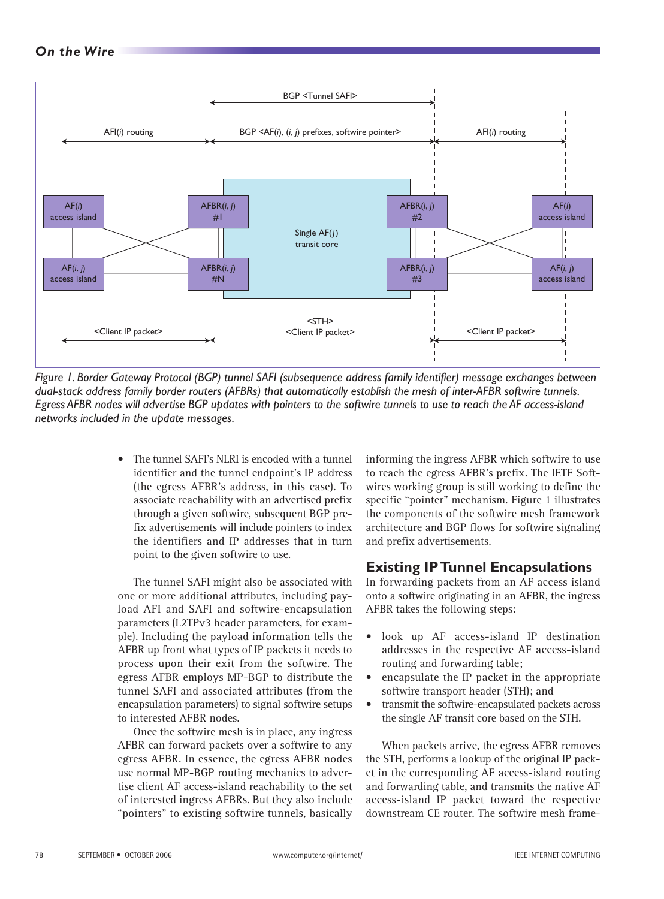BGP <Tunnel SAFI>

AFI($i$) routing

BGP <AF($i$), ($i$, $j$) prefixes, softwire pointer>

AFI($i$) routing

AF($i$) access island

AFBR($i$, $j$) #1

Single AF($j$) transit core

AFBR($i$, $j$) #2

AF($i$) access island

AF($i$, $j$) access island

AFBR($i$, $j$) #N

AFBR($i$, $j$) #3

AF($i$, $j$) access island

<Client IP packet>

<STH>
<Client IP packet>

<Client IP packet>

*Figure 1. Border Gateway Protocol (BGP) tunnel SAFI (subsequence address family identifier) message exchanges between dual-stack address family border routers (AFBRs) that automatically establish the mesh of inter-AFBR softwire tunnels. Egress AFBR nodes will advertise BGP updates with pointers to the softwire tunnels to use to reach the AF access-island networks included in the update messages.*

- The tunnel SAFI's NLRI is encoded with a tunnel identifier and the tunnel endpoint's IP address (the egress AFBR's address, in this case). To associate reachability with an advertised prefix through a given softwire, subsequent BGP prefix advertisements will include pointers to index the identifiers and IP addresses that in turn point to the given softwire to use.

The tunnel SAFI might also be associated with one or more additional attributes, including payload AFI and SAFI and softwire-encapsulation parameters (L2TPv3 header parameters, for example). Including the payload information tells the AFBR up front what types of IP packets it needs to process upon their exit from the softwire. The egress AFBR employs MP-BGP to distribute the tunnel SAFI and associated attributes (from the encapsulation parameters) to signal softwire setups to interested AFBR nodes.

Once the softwire mesh is in place, any ingress AFBR can forward packets over a softwire to any egress AFBR. In essence, the egress AFBR nodes use normal MP-BGP routing mechanics to advertise client AF access-island reachability to the set of interested ingress AFBRs. But they also include "pointers" to existing softwire tunnels, basically informing the ingress AFBR which softwire to use to reach the egress AFBR's prefix. The IETF Softwires working group is still working to define the specific "pointer" mechanism. Figure 1 illustrates the components of the softwire mesh framework architecture and BGP flows for softwire signaling and prefix advertisements.

## Existing IP Tunnel Encapsulations

In forwarding packets from an AF access island onto a softwire originating in an AFBR, the ingress AFBR takes the following steps:

- look up AF access-island IP destination addresses in the respective AF access-island routing and forwarding table;
- encapsulate the IP packet in the appropriate softwire transport header (STH); and
- transmit the softwire-encapsulated packets across the single AF transit core based on the STH.

When packets arrive, the egress AFBR removes the STH, performs a lookup of the original IP packet in the corresponding AF access-island routing and forwarding table, and transmits the native AF access-island IP packet toward the respective downstream CE router. The softwire mesh frame-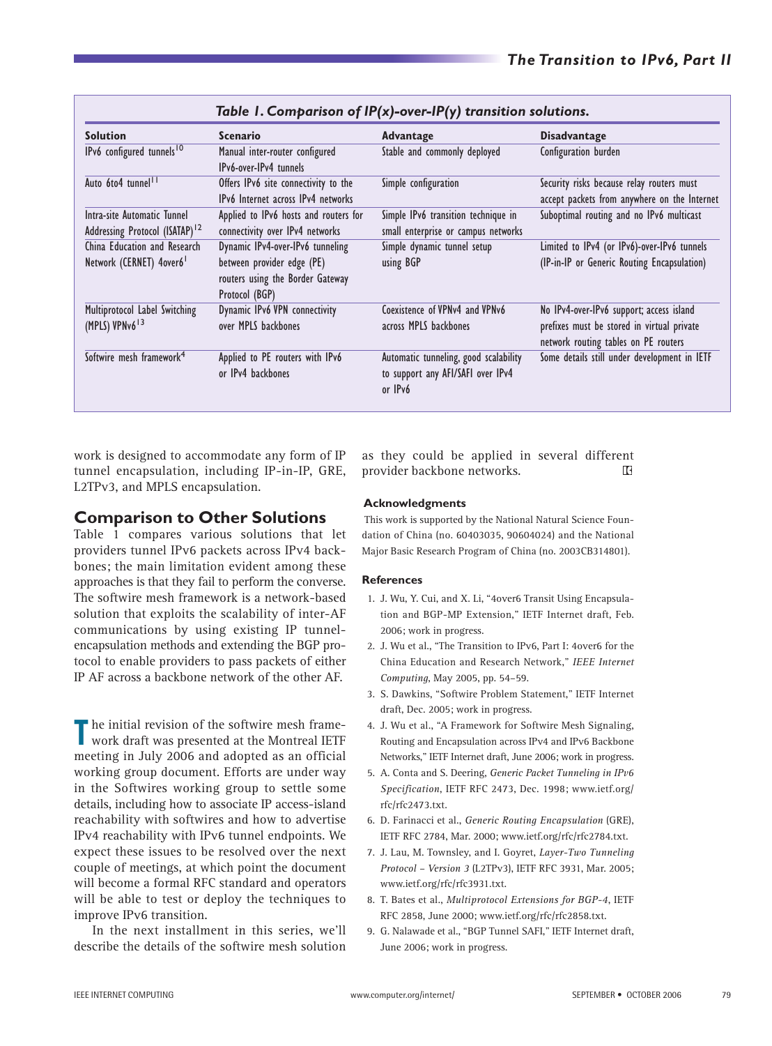*Table 1. Comparison of IP(x)-over-IP(y) transition solutions.*

| Solution | Scenario | Advantage | Disadvantage |
|---|---|---|---|
| IPv6 configured tunnels[10] | Manual inter-router configured IPv6-over-IPv4 tunnels | Stable and commonly deployed | Configuration burden |
| Auto 6to4 tunnel[11] | Offers IPv6 site connectivity to the IPv6 Internet across IPv4 networks | Simple configuration | Security risks because relay routers must accept packets from anywhere on the Internet |
| Intra-site Automatic Tunnel Addressing Protocol (ISATAP)[12] | Applied to IPv6 hosts and routers for connectivity over IPv4 networks | Simple IPv6 transition technique in small enterprise or campus networks | Suboptimal routing and no IPv6 multicast |
| China Education and Research Network (CERNET) 4over6[1] | Dynamic IPv4-over-IPv6 tunneling between provider edge (PE) routers using the Border Gateway Protocol (BGP) | Simple dynamic tunnel setup using BGP | Limited to IPv4 (or IPv6)-over-IPv6 tunnels (IP-in-IP or Generic Routing Encapsulation) |
| Multiprotocol Label Switching (MPLS) VPNv6[13] | Dynamic IPv6 VPN connectivity over MPLS backbones | Coexistence of VPNv4 and VPNv6 across MPLS backbones | No IPv4-over-IPv6 support; access island prefixes must be stored in virtual private network routing tables on PE routers |
| Softwire mesh framework[4] | Applied to PE routers with IPv6 or IPv4 backbones | Automatic tunneling, good scalability to support any AFI/SAFI over IPv4 or IPv6 | Some details still under development in IETF |

work is designed to accommodate any form of IP tunnel encapsulation, including IP-in-IP, GRE, L2TPv3, and MPLS encapsulation.

## Comparison to Other Solutions

Table 1 compares various solutions that let providers tunnel IPv6 packets across IPv4 backbones; the main limitation evident among these approaches is that they fail to perform the converse. The softwire mesh framework is a network-based solution that exploits the scalability of inter-AF communications by using existing IP tunnel-encapsulation methods and extending the BGP protocol to enable providers to pass packets of either IP AF across a backbone network of the other AF.

The initial revision of the softwire mesh framework draft was presented at the Montreal IETF meeting in July 2006 and adopted as an official working group document. Efforts are under way in the Softwires working group to settle some details, including how to associate IP access-island reachability with softwires and how to advertise IPv4 reachability with IPv6 tunnel endpoints. We expect these issues to be resolved over the next couple of meetings, at which point the document will become a formal RFC standard and operators will be able to test or deploy the techniques to improve IPv6 transition.

In the next installment in this series, we'll describe the details of the softwire mesh solution as they could be applied in several different provider backbone networks.

### Acknowledgments

This work is supported by the National Natural Science Foundation of China (no. 60403035, 90604024) and the National Major Basic Research Program of China (no. 2003CB314801).

### References

1. J. Wu, Y. Cui, and X. Li, "4over6 Transit Using Encapsulation and BGP-MP Extension," IETF Internet draft, Feb. 2006; work in progress.
2. J. Wu et al., "The Transition to IPv6, Part I: 4over6 for the China Education and Research Network," *IEEE Internet Computing*, May 2005, pp. 54–59.
3. S. Dawkins, "Softwire Problem Statement," IETF Internet draft, Dec. 2005; work in progress.
4. J. Wu et al., "A Framework for Softwire Mesh Signaling, Routing and Encapsulation across IPv4 and IPv6 Backbone Networks," IETF Internet draft, June 2006; work in progress.
5. A. Conta and S. Deering, *Generic Packet Tunneling in IPv6 Specification*, IETF RFC 2473, Dec. 1998; www.ietf.org/rfc/rfc2473.txt.
6. D. Farinacci et al., *Generic Routing Encapsulation* (GRE), IETF RFC 2784, Mar. 2000; www.ietf.org/rfc/rfc2784.txt.
7. J. Lau, M. Townsley, and I. Goyret, *Layer-Two Tunneling Protocol – Version 3* (L2TPv3), IETF RFC 3931, Mar. 2005; www.ietf.org/rfc/rfc3931.txt.
8. T. Bates et al., *Multiprotocol Extensions for BGP-4*, IETF RFC 2858, June 2000; www.ietf.org/rfc/rfc2858.txt.
9. G. Nalawade et al., "BGP Tunnel SAFI," IETF Internet draft, June 2006; work in progress.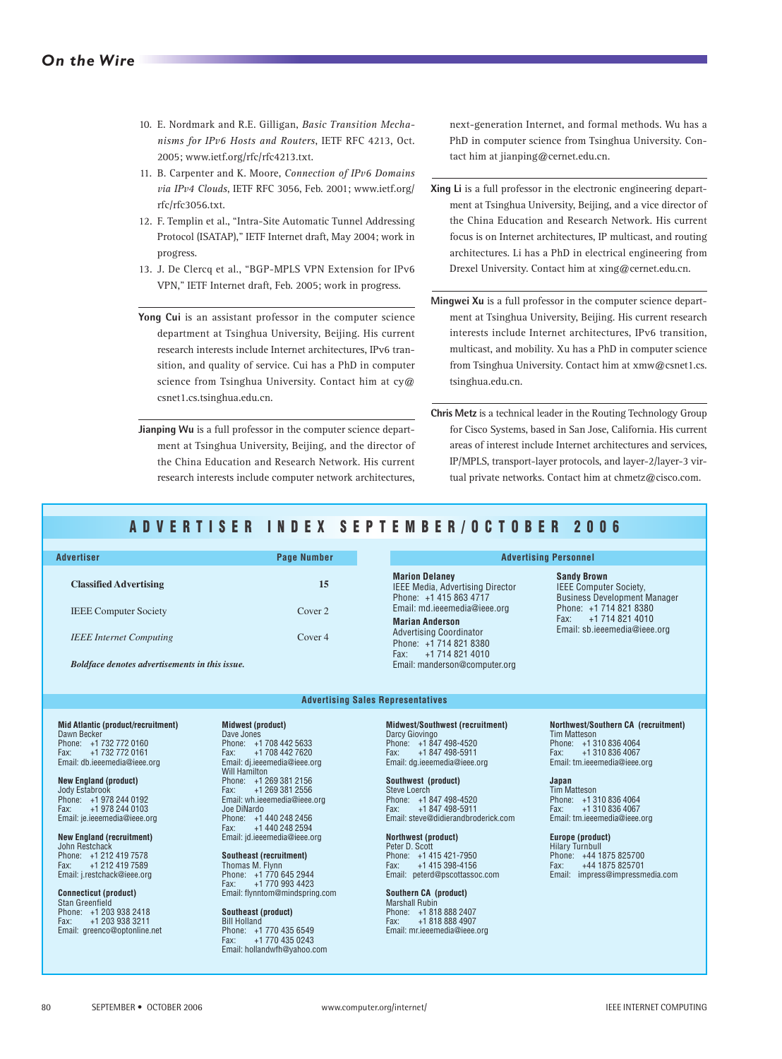10. E. Nordmark and R.E. Gilligan, *Basic Transition Mechanisms for IPv6 Hosts and Routers*, IETF RFC 4213, Oct. 2005; www.ietf.org/rfc/rfc4213.txt.
11. B. Carpenter and K. Moore, *Connection of IPv6 Domains via IPv4 Clouds*, IETF RFC 3056, Feb. 2001; www.ietf.org/rfc/rfc3056.txt.
12. F. Templin et al., "Intra-Site Automatic Tunnel Addressing Protocol (ISATAP)," IETF Internet draft, May 2004; work in progress.
13. J. De Clercq et al., "BGP-MPLS VPN Extension for IPv6 VPN," IETF Internet draft, Feb. 2005; work in progress.

**Yong Cui** is an assistant professor in the computer science department at Tsinghua University, Beijing. His current research interests include Internet architectures, IPv6 transition, and quality of service. Cui has a PhD in computer science from Tsinghua University. Contact him at cy@csnet1.cs.tsinghua.edu.cn.

**Jianping Wu** is a full professor in the computer science department at Tsinghua University, Beijing, and the director of the China Education and Research Network. His current research interests include computer network architectures, next-generation Internet, and formal methods. Wu has a PhD in computer science from Tsinghua University. Contact him at jianping@cernet.edu.cn.

**Xing Li** is a full professor in the electronic engineering department at Tsinghua University, Beijing, and a vice director of the China Education and Research Network. His current focus is on Internet architectures, IP multicast, and routing architectures. Li has a PhD in electrical engineering from Drexel University. Contact him at xing@cernet.edu.cn.

**Mingwei Xu** is a full professor in the computer science department at Tsinghua University, Beijing. His current research interests include Internet architectures, IPv6 transition, multicast, and mobility. Xu has a PhD in computer science from Tsinghua University. Contact him at xmw@csnet1.cs.tsinghua.edu.cn.

**Chris Metz** is a technical leader in the Routing Technology Group for Cisco Systems, based in San Jose, California. His current areas of interest include Internet architectures and services, IP/MPLS, transport-layer protocols, and layer-2/layer-3 virtual private networks. Contact him at chmetz@cisco.com.

## ADVERTISER INDEX SEPTEMBER/OCTOBER 2006

| Advertiser | Page Number |
|---|---|
| **Classified Advertising** | **15** |
| IEEE Computer Society | Cover 2 |
| *IEEE Internet Computing* | Cover 4 |

***Boldface denotes advertisements in this issue.***

### Advertising Personnel

**Marion Delaney**
IEEE Media, Advertising Director
Phone: +1 415 863 4717
Email: md.ieeemedia@ieee.org

**Marian Anderson**
Advertising Coordinator
Phone: +1 714 821 8380
Fax: +1 714 821 4010
Email: manderson@computer.org

**Sandy Brown**
IEEE Computer Society,
Business Development Manager
Phone: +1 714 821 8380
Fax: +1 714 821 4010
Email: sb.ieeemedia@ieee.org

### Advertising Sales Representatives

**Mid Atlantic (product/recruitment)**
Dawn Becker
Phone: +1 732 772 0160
Fax: +1 732 772 0161
Email: db.ieeemedia@ieee.org

**New England (product)**
Jody Estabrook
Phone: +1 978 244 0192
Fax: +1 978 244 0103
Email: je.ieeemedia@ieee.org

**New England (recruitment)**
John Restchack
Phone: +1 212 419 7578
Fax: +1 212 419 7589
Email: j.restchack@ieee.org

**Connecticut (product)**
Stan Greenfield
Phone: +1 203 938 2418
Fax: +1 203 938 3211
Email: greenco@optonline.net

**Midwest (product)**
Dave Jones
Phone: +1 708 442 5633
Fax: +1 708 442 7620
Email: dj.ieeemedia@ieee.org
Will Hamilton
Phone: +1 269 381 2156
Fax: +1 269 381 2556
Email: wh.ieeemedia@ieee.org
Joe DiNardo
Phone: +1 440 248 2456
Fax: +1 440 248 2594
Email: jd.ieeemedia@ieee.org

**Southeast (recruitment)**
Thomas M. Flynn
Phone: +1 770 645 2944
Fax: +1 770 993 4423
Email: flynntom@mindspring.com

**Southeast (product)**
Bill Holland
Phone: +1 770 435 6549
Fax: +1 770 435 0243
Email: hollandwfh@yahoo.com

**Midwest/Southwest (recruitment)**
Darcy Giovingo
Phone: +1 847 498-4520
Fax: +1 847 498-5911
Email: dg.ieeemedia@ieee.org

**Southwest (product)**
Steve Loerch
Phone: +1 847 498-4520
Fax: +1 847 498-5911
Email: steve@didierandbroderick.com

**Northwest (product)**
Peter D. Scott
Phone: +1 415 421-7950
Fax: +1 415 398-4156
Email: peterd@pscottassoc.com

**Southern CA (product)**
Marshall Rubin
Phone: +1 818 888 2407
Fax: +1 818 888 4907
Email: mr.ieeemedia@ieee.org

**Northwest/Southern CA (recruitment)**
Tim Matteson
Phone: +1 310 836 4064
Fax: +1 310 836 4067
Email: tm.ieeemedia@ieee.org

**Japan**
Tim Matteson
Phone: +1 310 836 4064
Fax: +1 310 836 4067
Email: tm.ieeemedia@ieee.org

**Europe (product)**
Hilary Turnbull
Phone: +44 1875 825700
Fax: +44 1875 825701
Email: impress@impressmedia.com